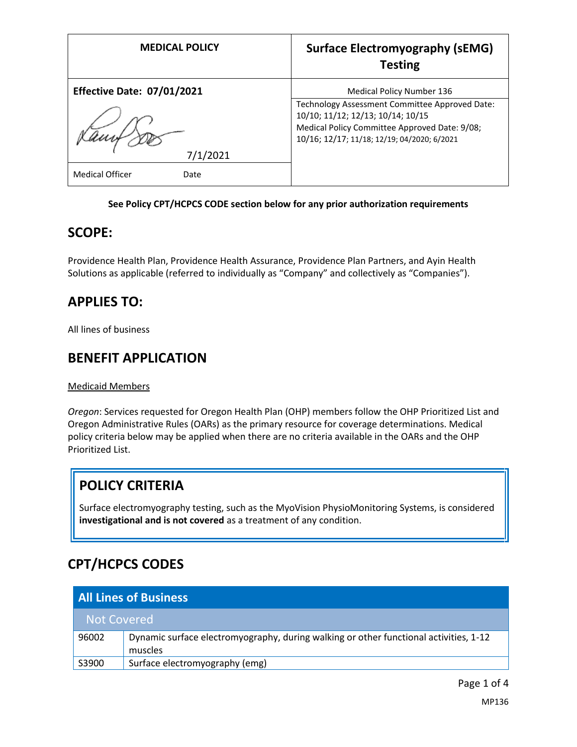| MEDICAL POLICY | Surface Electromyography (sEMG) Testing |
| --- | --- |
| **Effective Date: 07/01/2021** | Medical Policy Number 136 |
| 7/1/2021 | Technology Assessment Committee Approved Date: 10/10; 11/12; 12/13; 10/14; 10/15<br>Medical Policy Committee Approved Date: 9/08; 10/16; 12/17; 11/18; 12/19; 04/2020; 6/2021 |
| Medical Officer Date | |

**See Policy CPT/HCPCS CODE section below for any prior authorization requirements**

## SCOPE:

Providence Health Plan, Providence Health Assurance, Providence Plan Partners, and Ayin Health Solutions as applicable (referred to individually as "Company" and collectively as "Companies").

## APPLIES TO:

All lines of business

## BENEFIT APPLICATION

Medicaid Members

*Oregon*: Services requested for Oregon Health Plan (OHP) members follow the OHP Prioritized List and Oregon Administrative Rules (OARs) as the primary resource for coverage determinations. Medical policy criteria below may be applied when there are no criteria available in the OARs and the OHP Prioritized List.

## POLICY CRITERIA

Surface electromyography testing, such as the MyoVision PhysioMonitoring Systems, is considered **investigational and is not covered** as a treatment of any condition.

## CPT/HCPCS CODES

| All Lines of Business | |
| --- | --- |
| Not Covered | |
| 96002 | Dynamic surface electromyography, during walking or other functional activities, 1-12 muscles |
| S3900 | Surface electromyography (emg) |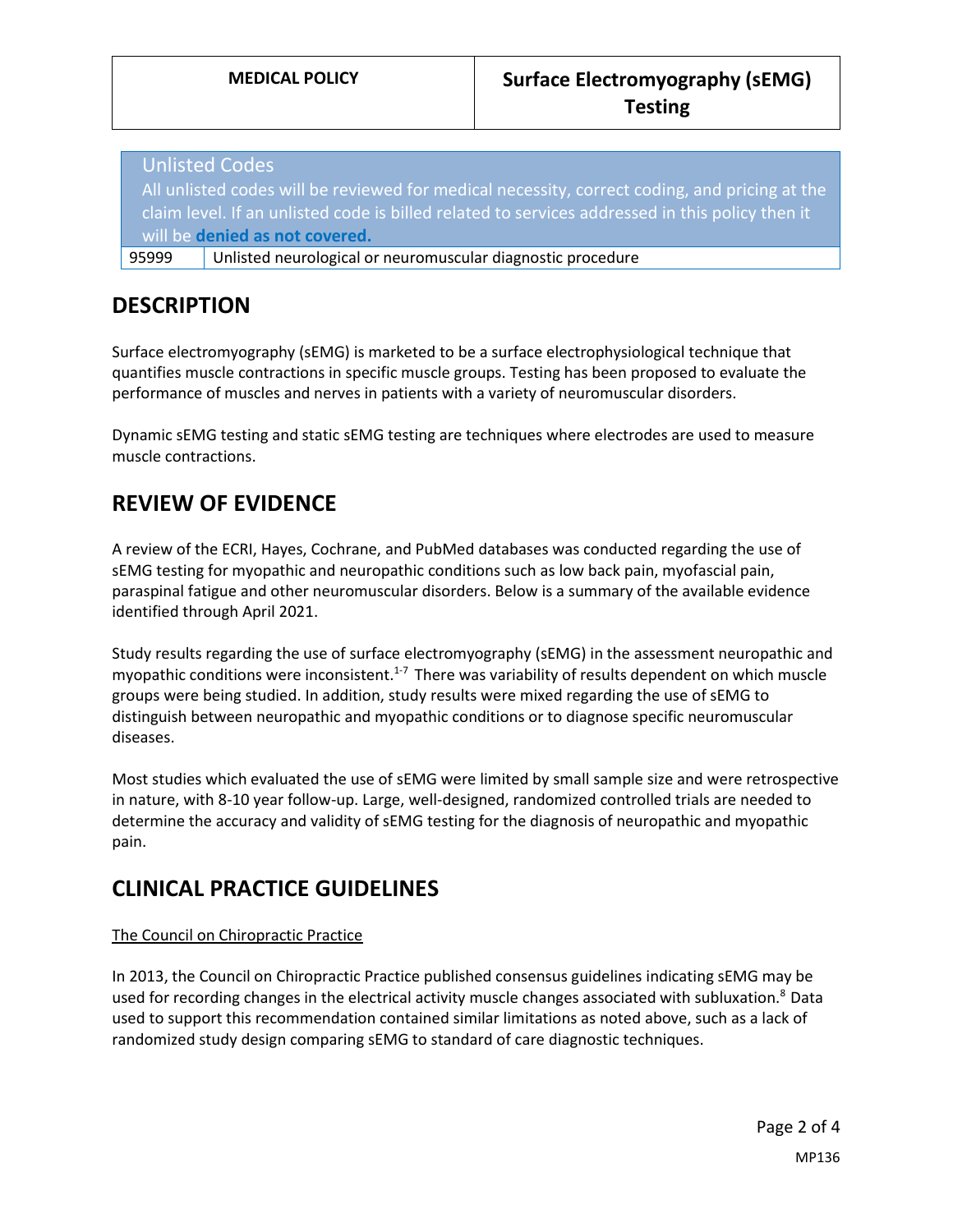| Unlisted Codes<br>All unlisted codes will be reviewed for medical necessity, correct coding, and pricing at the claim level. If an unlisted code is billed related to services addressed in this policy then it will be **denied as not covered.** | |
|---|---|
| 95999 | Unlisted neurological or neuromuscular diagnostic procedure |

## DESCRIPTION

Surface electromyography (sEMG) is marketed to be a surface electrophysiological technique that quantifies muscle contractions in specific muscle groups. Testing has been proposed to evaluate the performance of muscles and nerves in patients with a variety of neuromuscular disorders.

Dynamic sEMG testing and static sEMG testing are techniques where electrodes are used to measure muscle contractions.

## REVIEW OF EVIDENCE

A review of the ECRI, Hayes, Cochrane, and PubMed databases was conducted regarding the use of sEMG testing for myopathic and neuropathic conditions such as low back pain, myofascial pain, paraspinal fatigue and other neuromuscular disorders. Below is a summary of the available evidence identified through April 2021.

Study results regarding the use of surface electromyography (sEMG) in the assessment neuropathic and myopathic conditions were inconsistent.[1-7] There was variability of results dependent on which muscle groups were being studied. In addition, study results were mixed regarding the use of sEMG to distinguish between neuropathic and myopathic conditions or to diagnose specific neuromuscular diseases.

Most studies which evaluated the use of sEMG were limited by small sample size and were retrospective in nature, with 8-10 year follow-up. Large, well-designed, randomized controlled trials are needed to determine the accuracy and validity of sEMG testing for the diagnosis of neuropathic and myopathic pain.

## CLINICAL PRACTICE GUIDELINES

The Council on Chiropractic Practice

In 2013, the Council on Chiropractic Practice published consensus guidelines indicating sEMG may be used for recording changes in the electrical activity muscle changes associated with subluxation.[8] Data used to support this recommendation contained similar limitations as noted above, such as a lack of randomized study design comparing sEMG to standard of care diagnostic techniques.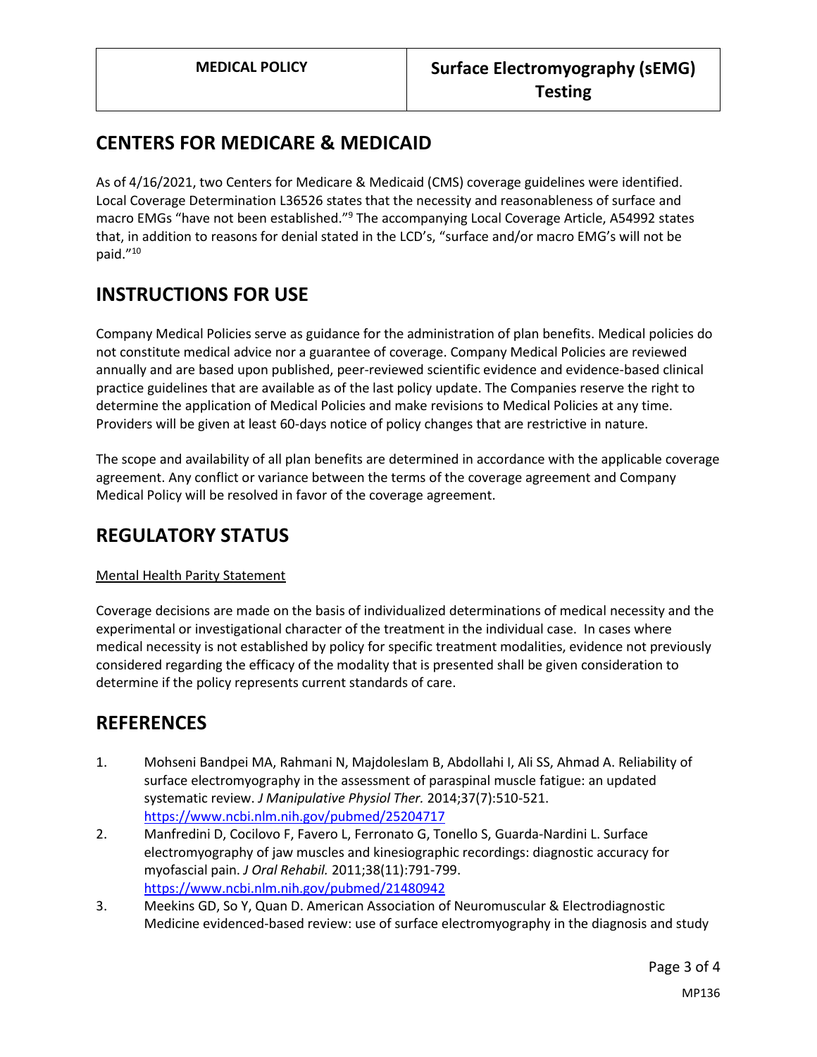## CENTERS FOR MEDICARE & MEDICAID

As of 4/16/2021, two Centers for Medicare & Medicaid (CMS) coverage guidelines were identified. Local Coverage Determination L36526 states that the necessity and reasonableness of surface and macro EMGs "have not been established."[9] The accompanying Local Coverage Article, A54992 states that, in addition to reasons for denial stated in the LCD's, "surface and/or macro EMG's will not be paid."[10]

## INSTRUCTIONS FOR USE

Company Medical Policies serve as guidance for the administration of plan benefits. Medical policies do not constitute medical advice nor a guarantee of coverage. Company Medical Policies are reviewed annually and are based upon published, peer-reviewed scientific evidence and evidence-based clinical practice guidelines that are available as of the last policy update. The Companies reserve the right to determine the application of Medical Policies and make revisions to Medical Policies at any time. Providers will be given at least 60-days notice of policy changes that are restrictive in nature.

The scope and availability of all plan benefits are determined in accordance with the applicable coverage agreement. Any conflict or variance between the terms of the coverage agreement and Company Medical Policy will be resolved in favor of the coverage agreement.

## REGULATORY STATUS

Mental Health Parity Statement

Coverage decisions are made on the basis of individualized determinations of medical necessity and the experimental or investigational character of the treatment in the individual case. In cases where medical necessity is not established by policy for specific treatment modalities, evidence not previously considered regarding the efficacy of the modality that is presented shall be given consideration to determine if the policy represents current standards of care.

## REFERENCES

1. Mohseni Bandpei MA, Rahmani N, Majdoleslam B, Abdollahi I, Ali SS, Ahmad A. Reliability of surface electromyography in the assessment of paraspinal muscle fatigue: an updated systematic review. *J Manipulative Physiol Ther.* 2014;37(7):510-521. https://www.ncbi.nlm.nih.gov/pubmed/25204717
2. Manfredini D, Cocilovo F, Favero L, Ferronato G, Tonello S, Guarda-Nardini L. Surface electromyography of jaw muscles and kinesiographic recordings: diagnostic accuracy for myofascial pain. *J Oral Rehabil.* 2011;38(11):791-799. https://www.ncbi.nlm.nih.gov/pubmed/21480942
3. Meekins GD, So Y, Quan D. American Association of Neuromuscular & Electrodiagnostic Medicine evidenced-based review: use of surface electromyography in the diagnosis and study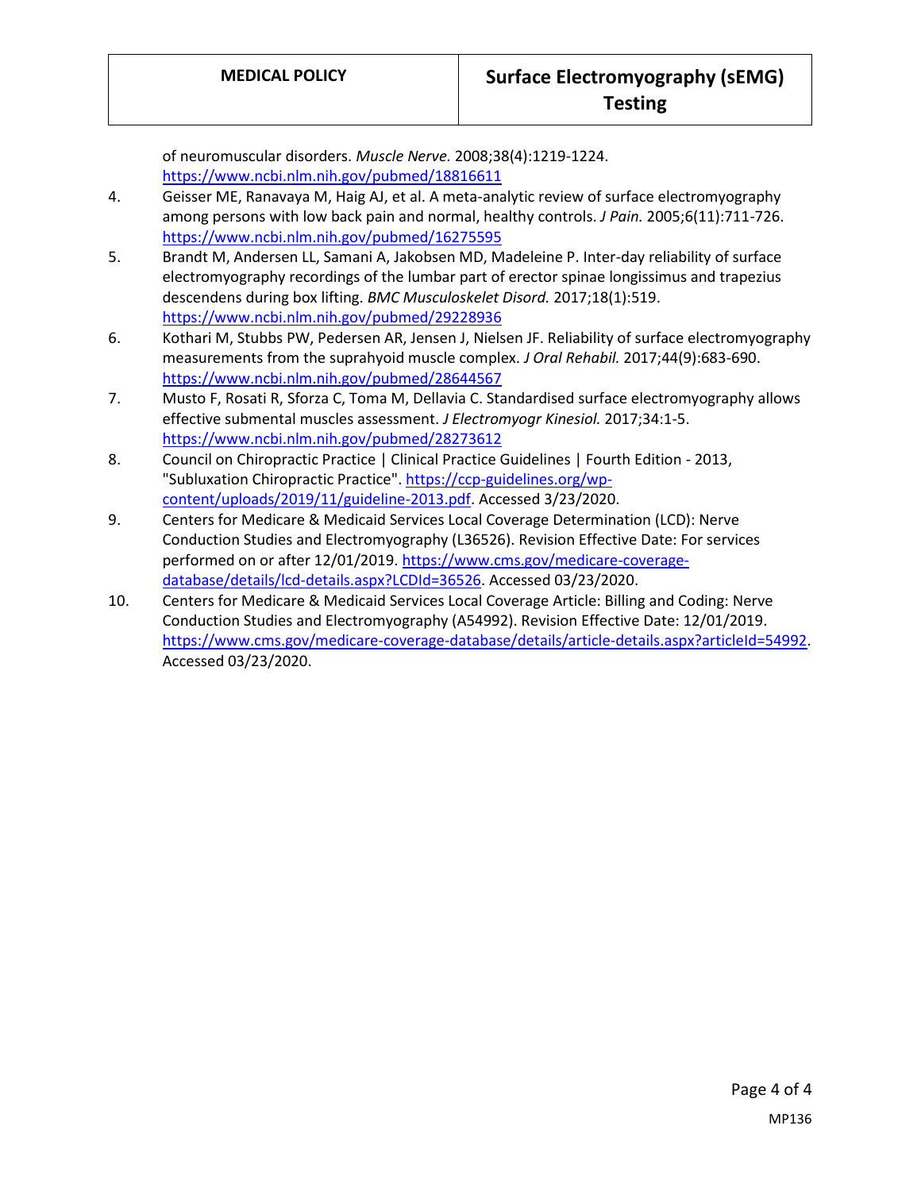of neuromuscular disorders. *Muscle Nerve.* 2008;38(4):1219-1224. https://www.ncbi.nlm.nih.gov/pubmed/18816611

4. Geisser ME, Ranavaya M, Haig AJ, et al. A meta-analytic review of surface electromyography among persons with low back pain and normal, healthy controls. *J Pain.* 2005;6(11):711-726. https://www.ncbi.nlm.nih.gov/pubmed/16275595
5. Brandt M, Andersen LL, Samani A, Jakobsen MD, Madeleine P. Inter-day reliability of surface electromyography recordings of the lumbar part of erector spinae longissimus and trapezius descendens during box lifting. *BMC Musculoskelet Disord.* 2017;18(1):519. https://www.ncbi.nlm.nih.gov/pubmed/29228936
6. Kothari M, Stubbs PW, Pedersen AR, Jensen J, Nielsen JF. Reliability of surface electromyography measurements from the suprahyoid muscle complex. *J Oral Rehabil.* 2017;44(9):683-690. https://www.ncbi.nlm.nih.gov/pubmed/28644567
7. Musto F, Rosati R, Sforza C, Toma M, Dellavia C. Standardised surface electromyography allows effective submental muscles assessment. *J Electromyogr Kinesiol.* 2017;34:1-5. https://www.ncbi.nlm.nih.gov/pubmed/28273612
8. Council on Chiropractic Practice | Clinical Practice Guidelines | Fourth Edition - 2013, "Subluxation Chiropractic Practice". https://ccp-guidelines.org/wp-content/uploads/2019/11/guideline-2013.pdf. Accessed 3/23/2020.
9. Centers for Medicare & Medicaid Services Local Coverage Determination (LCD): Nerve Conduction Studies and Electromyography (L36526). Revision Effective Date: For services performed on or after 12/01/2019. https://www.cms.gov/medicare-coverage-database/details/lcd-details.aspx?LCDId=36526. Accessed 03/23/2020.
10. Centers for Medicare & Medicaid Services Local Coverage Article: Billing and Coding: Nerve Conduction Studies and Electromyography (A54992). Revision Effective Date: 12/01/2019. https://www.cms.gov/medicare-coverage-database/details/article-details.aspx?articleId=54992. Accessed 03/23/2020.